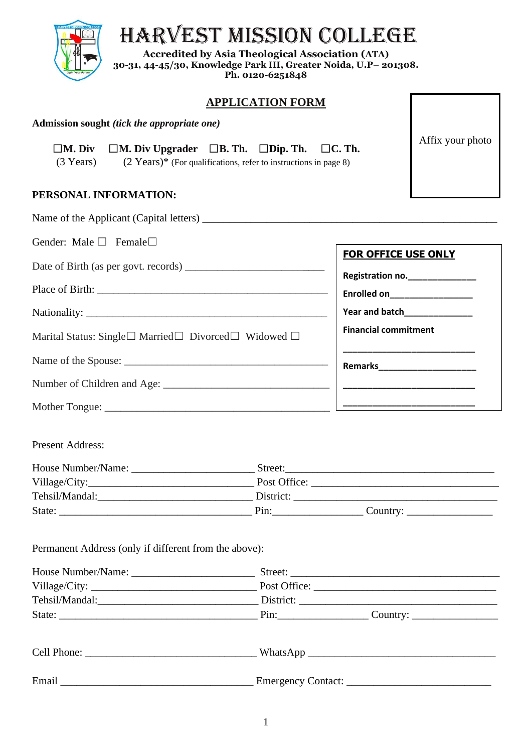# HARVEST MISSION COLLEGE

**Accredited by Asia Theological Association (ATA)**
**30-31, 44-45/30, Knowledge Park III, Greater Noida, U.P– 201308.**
**Ph. 0120-6251848**

## APPLICATION FORM

Affix your photo

**Admission sought** ***(tick the appropriate one)***

**☐M. Div** (3 Years) **☐M. Div Upgrader** (2 Years)* **☐B. Th.** **☐Dip. Th.** **☐C. Th.** (For qualifications, refer to instructions in page 8)

**PERSONAL INFORMATION:**

Name of the Applicant (Capital letters) ______________________________________________

Gender: Male ☐ Female☐

Date of Birth (as per govt. records) ___________________________

Place of Birth: _____________________________________________

Nationality: _______________________________________________

Marital Status: Single☐ Married☐ Divorced☐ Widowed ☐

Name of the Spouse: ______________________________________

Number of Children and Age: _________________________________

Mother Tongue: ___________________________________________

**FOR OFFICE USE ONLY**

**Registration no.**_______________

**Enrolled on**_________________

**Year and batch**_______________

**Financial commitment**

____________________________

**Remarks**____________________

____________________________

____________________________

Present Address:

House Number/Name: _______________________ Street:________________________________________

Village/City:_______________________________ Post Office: ____________________________________

Tehsil/Mandal:_____________________________ District: ________________________________________

State: ______________________________________ Pin:_________________ Country: ________________

Permanent Address (only if different from the above):

House Number/Name: _______________________ Street: ________________________________________

Village/City: _______________________________ Post Office: ____________________________________

Tehsil/Mandal:______________________________ District: ________________________________________

State: ______________________________________ Pin:_________________ Country: ________________

Cell Phone: __________________________________ WhatsApp ____________________________________

Email ____________________________________ Emergency Contact: ____________________________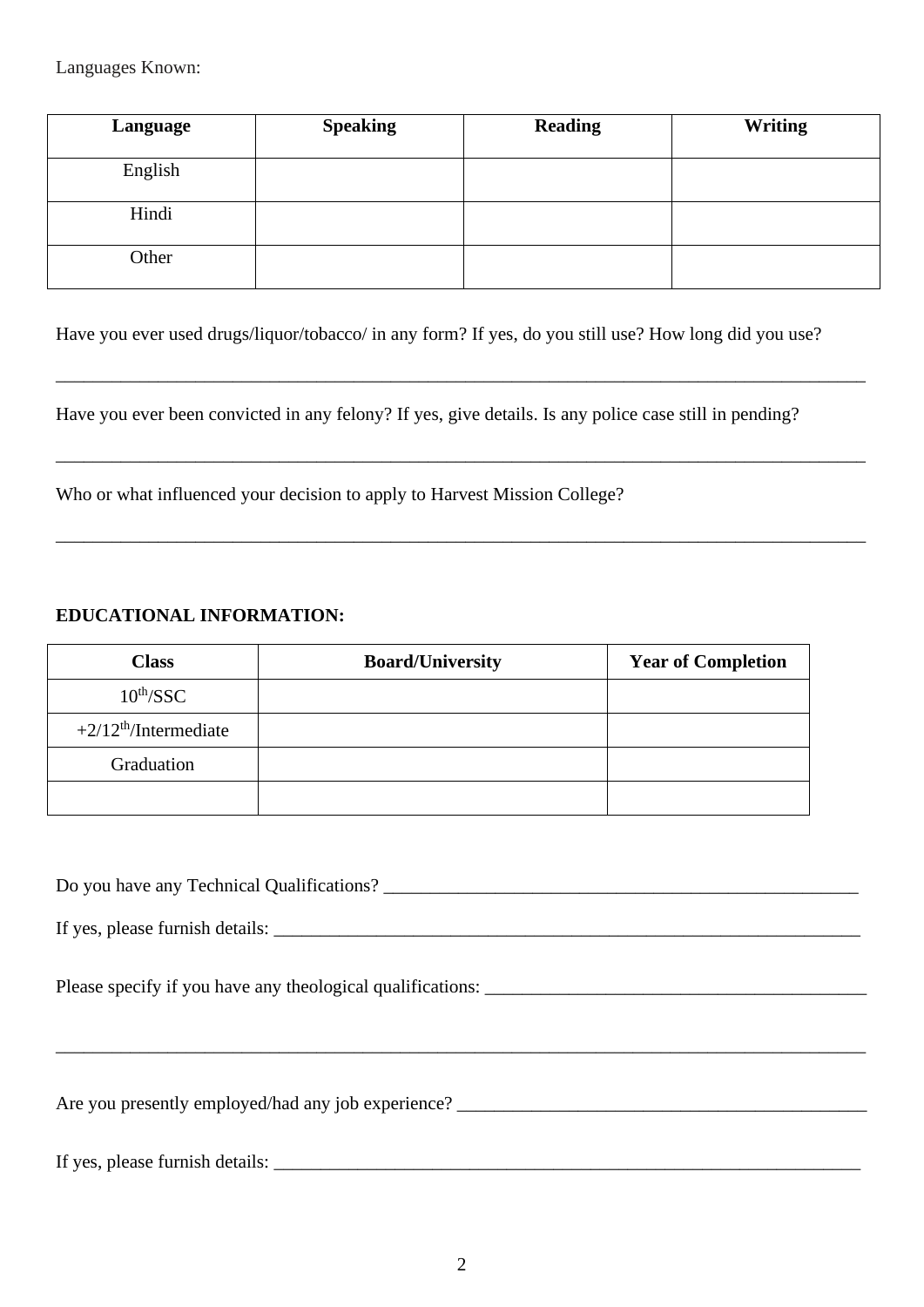Languages Known:

| Language | Speaking | Reading | Writing |
|---|---|---|---|
| English | | | |
| Hindi | | | |
| Other | | | |

Have you ever used drugs/liquor/tobacco/ in any form? If yes, do you still use? How long did you use?

______________________________________________________________________________

Have you ever been convicted in any felony? If yes, give details. Is any police case still in pending?

______________________________________________________________________________

Who or what influenced your decision to apply to Harvest Mission College?

______________________________________________________________________________

**EDUCATIONAL INFORMATION:**

| Class | Board/University | Year of Completion |
|---|---|---|
| $10^{th}$/SSC | | |
| +2/$12^{th}$/Intermediate | | |
| Graduation | | |
| | | |

Do you have any Technical Qualifications? _____________________________________________

If yes, please furnish details: _______________________________________________________

Please specify if you have any theological qualifications: _______________________________

______________________________________________________________________________

Are you presently employed/had any job experience? _________________________________

If yes, please furnish details: _______________________________________________________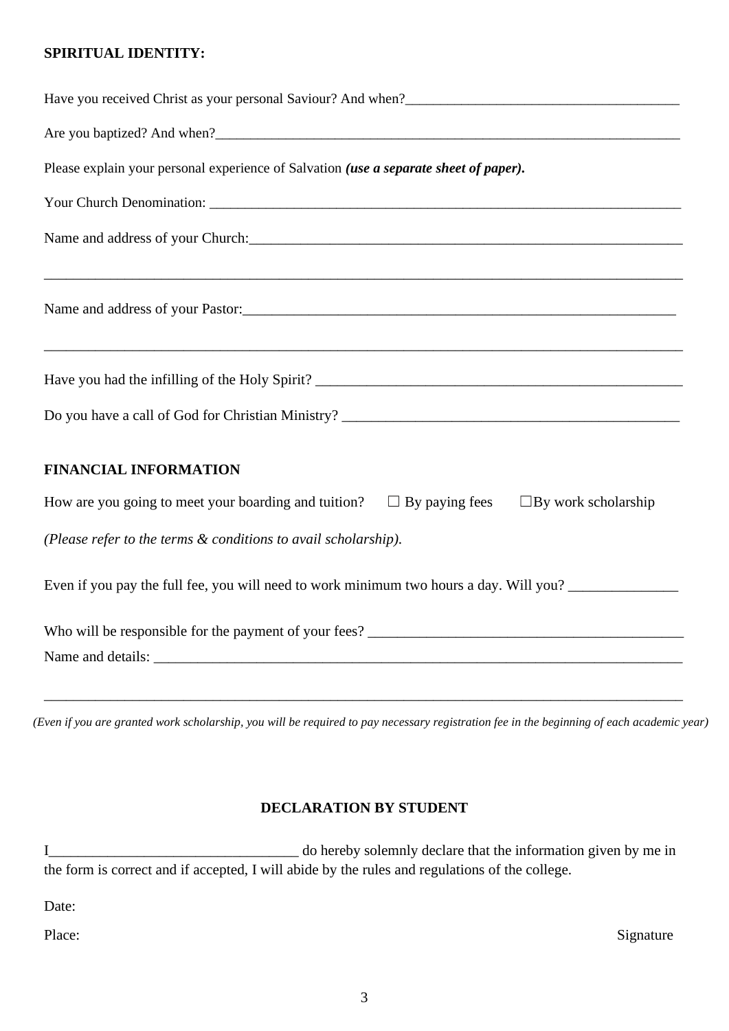**SPIRITUAL IDENTITY:**

Have you received Christ as your personal Saviour? And when?_______________________________________

Are you baptized? And when?_____________________________________________________________________

Please explain your personal experience of Salvation ***(use a separate sheet of paper).***

Your Church Denomination: _____________________________________________________________________

Name and address of your Church:_______________________________________________________________

_____________________________________________________________________________________________

Name and address of your Pastor:_______________________________________________________________

_____________________________________________________________________________________________

Have you had the infilling of the Holy Spirit? _____________________________________________________

Do you have a call of God for Christian Ministry? _________________________________________________

**FINANCIAL INFORMATION**

How are you going to meet your boarding and tuition? ☐ By paying fees ☐By work scholarship

*(Please refer to the terms & conditions to avail scholarship).*

Even if you pay the full fee, you will need to work minimum two hours a day. Will you? _______________

Who will be responsible for the payment of your fees? ______________________________________________

Name and details: _____________________________________________________________________________

_____________________________________________________________________________________________

*(Even if you are granted work scholarship, you will be required to pay necessary registration fee in the beginning of each academic year)*

**DECLARATION BY STUDENT**

I__________________________________ do hereby solemnly declare that the information given by me in the form is correct and if accepted, I will abide by the rules and regulations of the college.

Date:

Place: Signature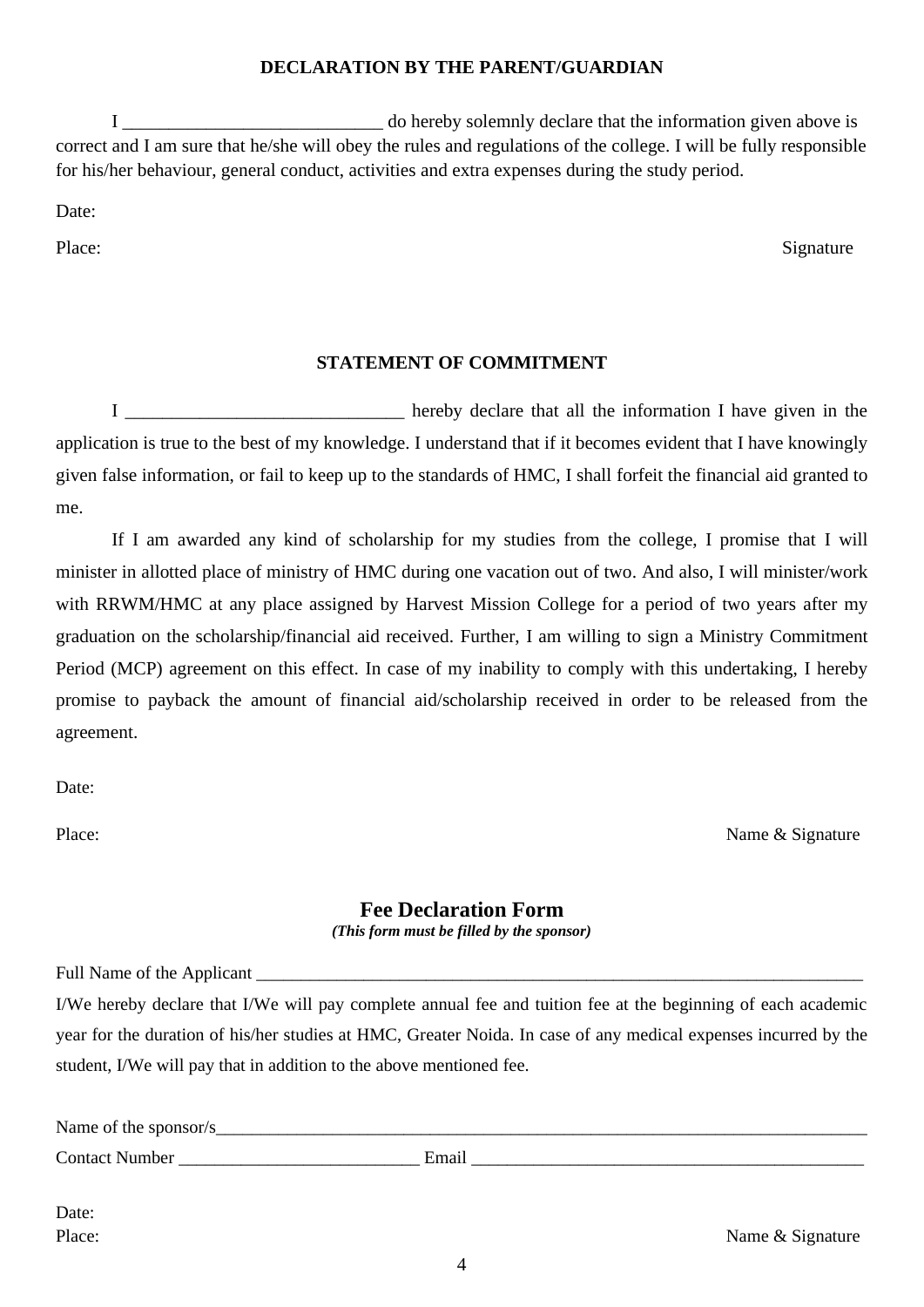**DECLARATION BY THE PARENT/GUARDIAN**

I ____________________________ do hereby solemnly declare that the information given above is correct and I am sure that he/she will obey the rules and regulations of the college. I will be fully responsible for his/her behaviour, general conduct, activities and extra expenses during the study period.

Date:

Place: Signature

**STATEMENT OF COMMITMENT**

I _______________________________ hereby declare that all the information I have given in the application is true to the best of my knowledge. I understand that if it becomes evident that I have knowingly given false information, or fail to keep up to the standards of HMC, I shall forfeit the financial aid granted to me.

If I am awarded any kind of scholarship for my studies from the college, I promise that I will minister in allotted place of ministry of HMC during one vacation out of two. And also, I will minister/work with RRWM/HMC at any place assigned by Harvest Mission College for a period of two years after my graduation on the scholarship/financial aid received. Further, I am willing to sign a Ministry Commitment Period (MCP) agreement on this effect. In case of my inability to comply with this undertaking, I hereby promise to payback the amount of financial aid/scholarship received in order to be released from the agreement.

Date:

Place: Name & Signature

## Fee Declaration Form

***(This form must be filled by the sponsor)***

Full Name of the Applicant ___________________________________________________________________________

I/We hereby declare that I/We will pay complete annual fee and tuition fee at the beginning of each academic year for the duration of his/her studies at HMC, Greater Noida. In case of any medical expenses incurred by the student, I/We will pay that in addition to the above mentioned fee.

Name of the sponsor/s______________________________________________________________________________

Contact Number ___________________________ Email ____________________________________________

Date:

Place: Name & Signature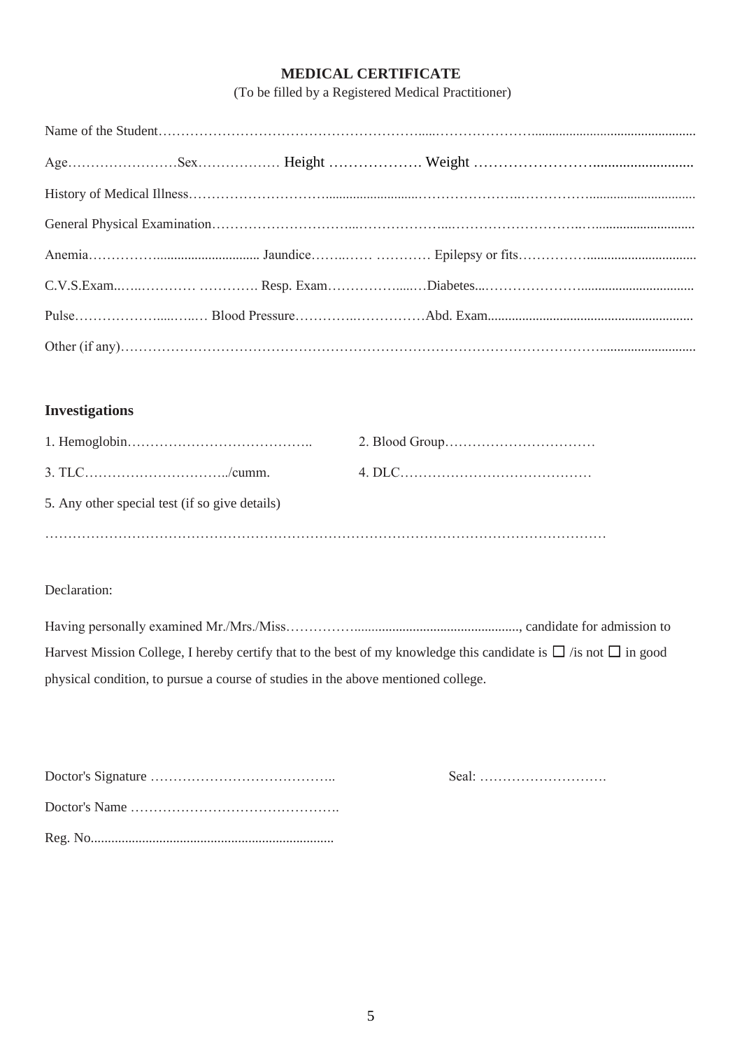# MEDICAL CERTIFICATE

(To be filled by a Registered Medical Practitioner)

Name of the Student……………………………………………………....…………………..............................................

Age……………………Sex……………… Height ………………. Weight ……………………..........................

History of Medical Illness…………………………..........................…………………..……………..............................

General Physical Examination…………………………...………………...……………………..…...........................

Anemia……………............................. Jaundice……..…… ………… Epilepsy or fits……………...............................

C.V.S.Exam..…..………… …………. Resp. Exam……………......…Diabetes...………………….................................

Pulse……………….....…..… Blood Pressure…………..……………Abd. Exam...........................................................

Other (if any)………………………………………………………………………………………….........................

## Investigations

1. Hemoglobin…………………………………..
2. Blood Group……………………………
3. TLC…………………………../cumm.
4. DLC……………………………………
5. Any other special test (if so give details)

……………………………………………………………………………………………………………

Declaration:

Having personally examined Mr./Mrs./Miss……………................................................, candidate for admission to Harvest Mission College, I hereby certify that to the best of my knowledge this candidate is ☐ /is not ☐ in good physical condition, to pursue a course of studies in the above mentioned college.

Doctor's Signature …………………………………..

Seal: ……………………….

Doctor's Name ……………………………………….

Reg. No......................................................................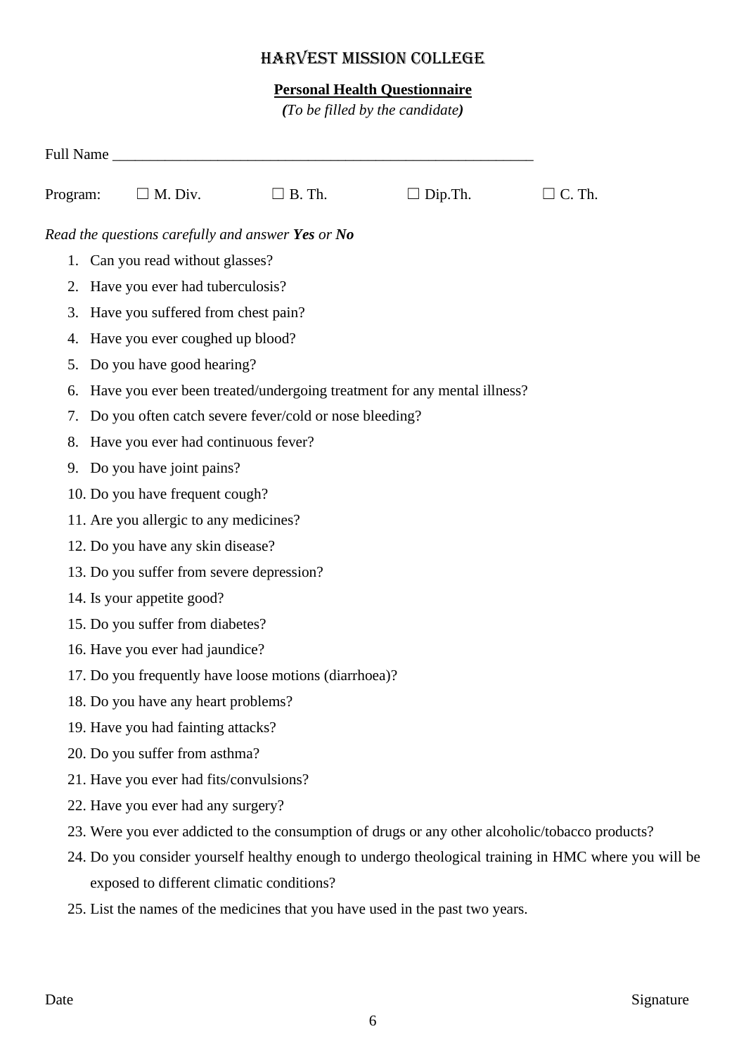# HARVEST MISSION COLLEGE

**Personal Health Questionnaire**

***(**To be filled by the candidate**)***

Full Name ___________________________________________________________

Program: ☐ M. Div. ☐ B. Th. ☐ Dip.Th. ☐ C. Th.

*Read the questions carefully and answer **Yes** or **No***

1. Can you read without glasses?
2. Have you ever had tuberculosis?
3. Have you suffered from chest pain?
4. Have you ever coughed up blood?
5. Do you have good hearing?
6. Have you ever been treated/undergoing treatment for any mental illness?
7. Do you often catch severe fever/cold or nose bleeding?
8. Have you ever had continuous fever?
9. Do you have joint pains?
10. Do you have frequent cough?
11. Are you allergic to any medicines?
12. Do you have any skin disease?
13. Do you suffer from severe depression?
14. Is your appetite good?
15. Do you suffer from diabetes?
16. Have you ever had jaundice?
17. Do you frequently have loose motions (diarrhoea)?
18. Do you have any heart problems?
19. Have you had fainting attacks?
20. Do you suffer from asthma?
21. Have you ever had fits/convulsions?
22. Have you ever had any surgery?
23. Were you ever addicted to the consumption of drugs or any other alcoholic/tobacco products?
24. Do you consider yourself healthy enough to undergo theological training in HMC where you will be exposed to different climatic conditions?
25. List the names of the medicines that you have used in the past two years.

Date Signature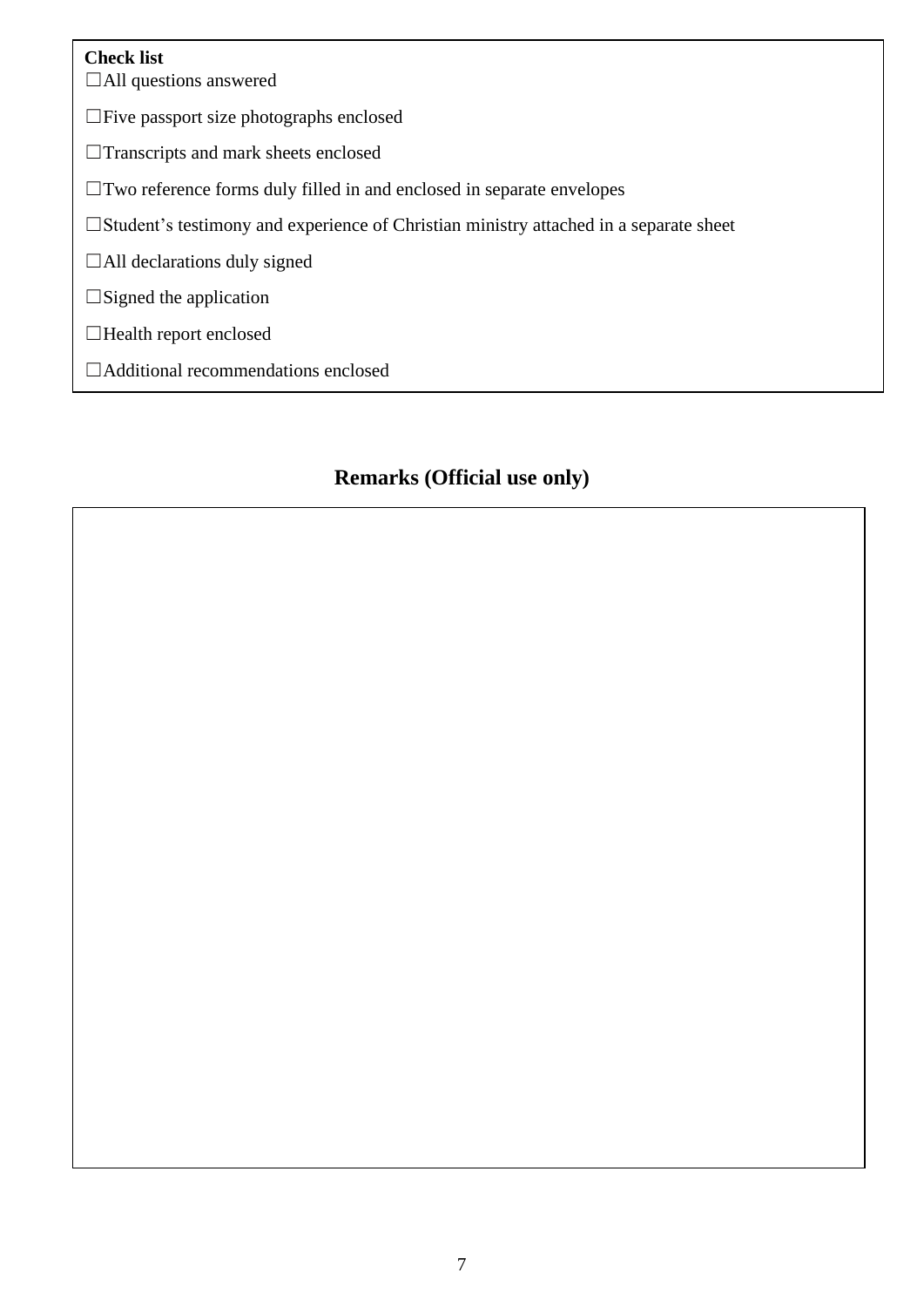**Check list**

☐All questions answered

☐Five passport size photographs enclosed

☐Transcripts and mark sheets enclosed

☐Two reference forms duly filled in and enclosed in separate envelopes

☐Student's testimony and experience of Christian ministry attached in a separate sheet

☐All declarations duly signed

☐Signed the application

☐Health report enclosed

☐Additional recommendations enclosed

## Remarks (Official use only)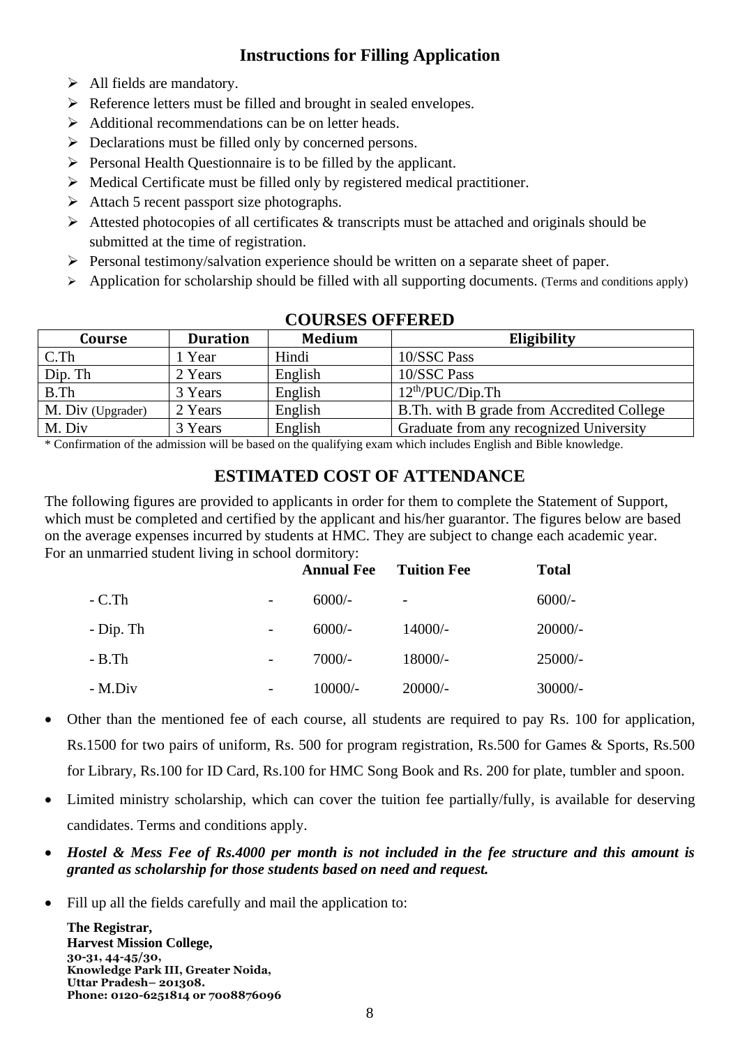## Instructions for Filling Application

- All fields are mandatory.
- Reference letters must be filled and brought in sealed envelopes.
- Additional recommendations can be on letter heads.
- Declarations must be filled only by concerned persons.
- Personal Health Questionnaire is to be filled by the applicant.
- Medical Certificate must be filled only by registered medical practitioner.
- Attach 5 recent passport size photographs.
- Attested photocopies of all certificates & transcripts must be attached and originals should be submitted at the time of registration.
- Personal testimony/salvation experience should be written on a separate sheet of paper.
- Application for scholarship should be filled with all supporting documents. (Terms and conditions apply)

## COURSES OFFERED

| Course | Duration | Medium | Eligibility |
|---|---|---|---|
| C.Th | 1 Year | Hindi | 10/SSC Pass |
| Dip. Th | 2 Years | English | 10/SSC Pass |
| B.Th | 3 Years | English | 12th/PUC/Dip.Th |
| M. Div (Upgrader) | 2 Years | English | B.Th. with B grade from Accredited College |
| M. Div | 3 Years | English | Graduate from any recognized University |

* Confirmation of the admission will be based on the qualifying exam which includes English and Bible knowledge.

## ESTIMATED COST OF ATTENDANCE

The following figures are provided to applicants in order for them to complete the Statement of Support, which must be completed and certified by the applicant and his/her guarantor. The figures below are based on the average expenses incurred by students at HMC. They are subject to change each academic year. For an unmarried student living in school dormitory:

| | | Annual Fee | Tuition Fee | Total |
|---|---|---|---|---|
| - C.Th | - | 6000/- | - | 6000/- |
| - Dip. Th | - | 6000/- | 14000/- | 20000/- |
| - B.Th | - | 7000/- | 18000/- | 25000/- |
| - M.Div | - | 10000/- | 20000/- | 30000/- |

- Other than the mentioned fee of each course, all students are required to pay Rs. 100 for application, Rs.1500 for two pairs of uniform, Rs. 500 for program registration, Rs.500 for Games & Sports, Rs.500 for Library, Rs.100 for ID Card, Rs.100 for HMC Song Book and Rs. 200 for plate, tumbler and spoon.
- Limited ministry scholarship, which can cover the tuition fee partially/fully, is available for deserving candidates. Terms and conditions apply.
- ***Hostel & Mess Fee of Rs.4000 per month is not included in the fee structure and this amount is granted as scholarship for those students based on need and request.***
- Fill up all the fields carefully and mail the application to:

**The Registrar,**
**Harvest Mission College,**
**30-31, 44-45/30,**
**Knowledge Park III, Greater Noida,**
**Uttar Pradesh– 201308.**
**Phone: 0120-6251814 or 7008876096**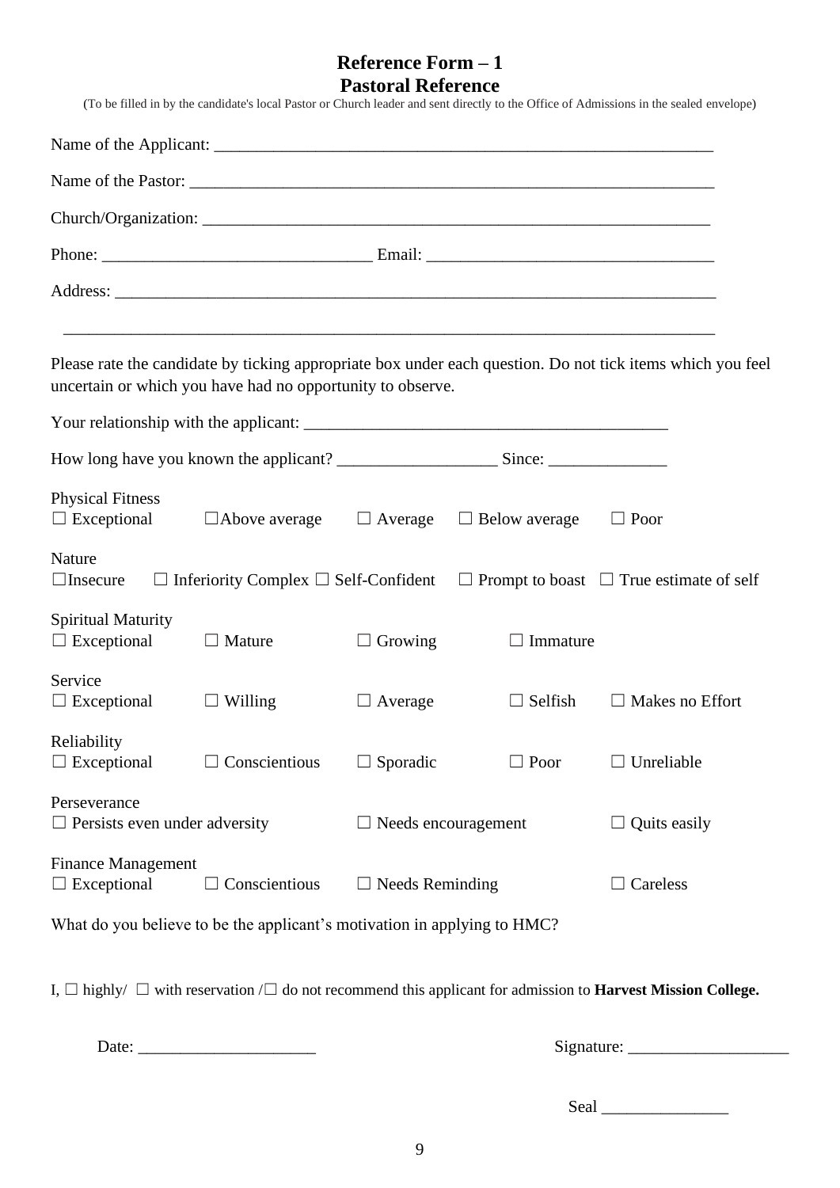# Reference Form – 1
## Pastoral Reference

(To be filled in by the candidate's local Pastor or Church leader and sent directly to the Office of Admissions in the sealed envelope)

Name of the Applicant: ___________________________________________________________

Name of the Pastor: ______________________________________________________________

Church/Organization: _____________________________________________________________

Phone: ______________________________ Email: ________________________________

Address: ________________________________________________________________________

________________________________________________________________________________

Please rate the candidate by ticking appropriate box under each question. Do not tick items which you feel uncertain or which you have had no opportunity to observe.

Your relationship with the applicant: _________________________________________

How long have you known the applicant? __________________ Since: _____________

Physical Fitness
☐ Exceptional ☐Above average ☐ Average ☐ Below average ☐ Poor

Nature
☐Insecure ☐ Inferiority Complex ☐ Self-Confident ☐ Prompt to boast ☐ True estimate of self

Spiritual Maturity
☐ Exceptional ☐ Mature ☐ Growing ☐ Immature

Service
☐ Exceptional ☐ Willing ☐ Average ☐ Selfish ☐ Makes no Effort

Reliability
☐ Exceptional ☐ Conscientious ☐ Sporadic ☐ Poor ☐ Unreliable

Perseverance
☐ Persists even under adversity ☐ Needs encouragement ☐ Quits easily

Finance Management
☐ Exceptional ☐ Conscientious ☐ Needs Reminding ☐ Careless

What do you believe to be the applicant's motivation in applying to HMC?

I, ☐ highly/ ☐ with reservation /☐ do not recommend this applicant for admission to **Harvest Mission College.**

Date: ____________________ Signature: __________________

Seal _______________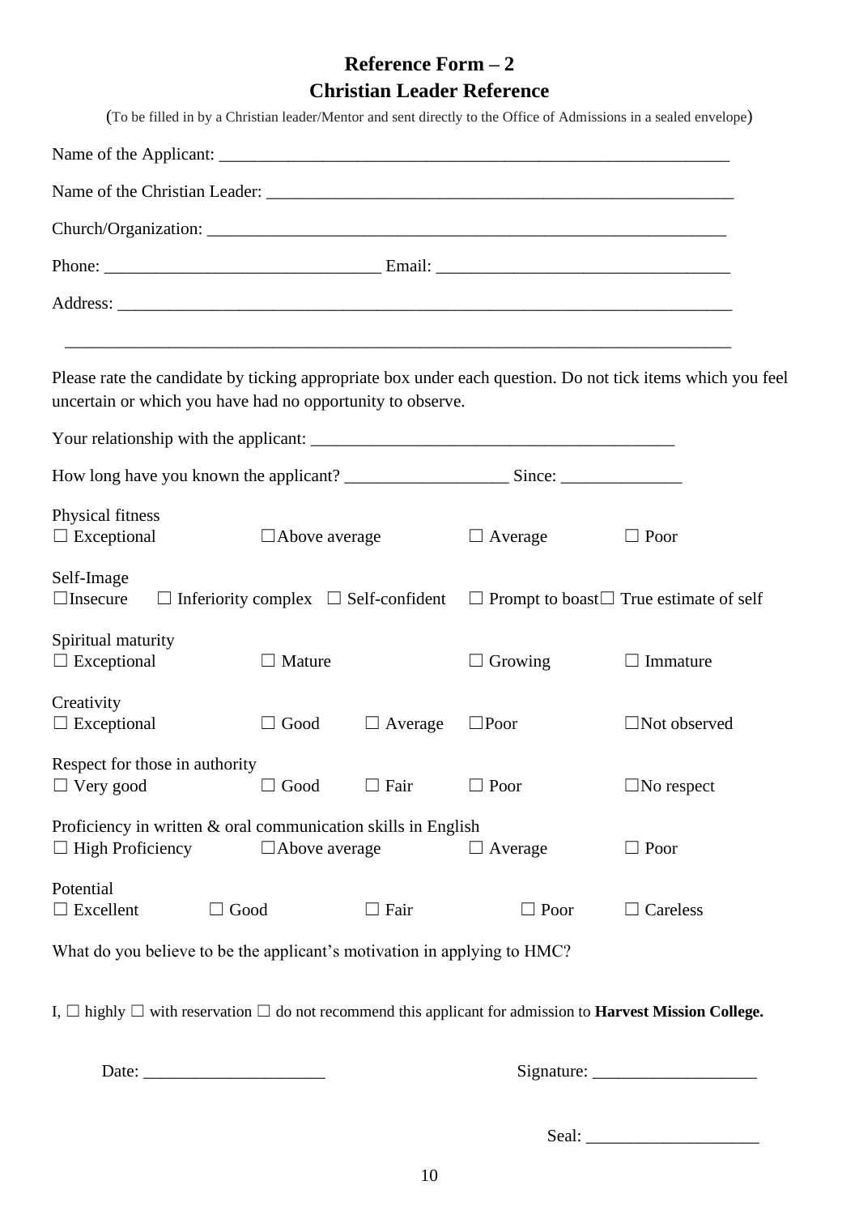# Reference Form – 2
## Christian Leader Reference

(To be filled in by a Christian leader/Mentor and sent directly to the Office of Admissions in a sealed envelope)

Name of the Applicant: ____________________________________________________________

Name of the Christian Leader: ______________________________________________________

Church/Organization: ______________________________________________________________

Phone: _______________________________ Email: _________________________________

Address: _______________________________________________________________________

_______________________________________________________________________________

Please rate the candidate by ticking appropriate box under each question. Do not tick items which you feel uncertain or which you have had no opportunity to observe.

Your relationship with the applicant: ________________________________________

How long have you known the applicant? __________________ Since: _____________

Physical fitness
☐ Exceptional ☐ Above average ☐ Average ☐ Poor

Self-Image
☐ Insecure ☐ Inferiority complex ☐ Self-confident ☐ Prompt to boast ☐ True estimate of self

Spiritual maturity
☐ Exceptional ☐ Mature ☐ Growing ☐ Immature

Creativity
☐ Exceptional ☐ Good ☐ Average ☐ Poor ☐ Not observed

Respect for those in authority
☐ Very good ☐ Good ☐ Fair ☐ Poor ☐ No respect

Proficiency in written & oral communication skills in English
☐ High Proficiency ☐ Above average ☐ Average ☐ Poor

Potential
☐ Excellent ☐ Good ☐ Fair ☐ Poor ☐ Careless

What do you believe to be the applicant's motivation in applying to HMC?

I, ☐ highly ☐ with reservation ☐ do not recommend this applicant for admission to **Harvest Mission College.**

Date: ____________________ Signature: __________________

Seal: ___________________